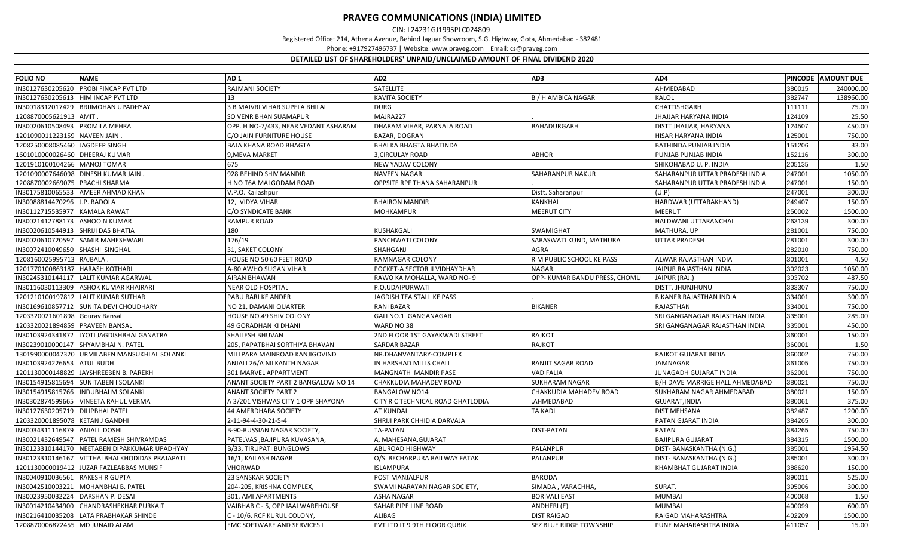# PRAVEG COMMUNICATIONS (INDIA) LIMITED

CIN: L24231GJ1995PLC024809

Registered Office: 214, Athena Avenue, Behind Jaguar Showroom, S.G. Highway, Gota, Ahmedabad - 382481

Phone: +917927496737 | Website: www.praveg.com | Email: cs@praveg.com

**DETAILED LIST OF SHAREHOLDERS' UNPAID/UNCLAIMED AMOUNT OF FINAL DIVIDEND 2020**

| FOLIO NO | NAME | AD 1 | AD2 | AD3 | AD4 | PINCODE | AMOUNT DUE |
|---|---|---|---|---|---|---|---|
| IN30127630205620 | PROBI FINCAP PVT LTD | RAJMANI SOCIETY | SATELLITE | | AHMEDABAD | 380015 | 240000.00 |
| IN30127630205613 | HIM INCAP PVT LTD | 13 | KAVITA SOCIETY | B / H AMBICA NAGAR | KALOL | 382747 | 138960.00 |
| IN30018312017429 | BRIJMOHAN UPADHYAY | 3 B MAIVRI VIHAR SUPELA BHILAI | DURG | | CHATTISHGARH | 111111 | 75.00 |
| 1208870005621913 | AMIT . | SO VENR BHAN SUAMAPUR | MAJRA227 | | JHAJJAR HARYANA INDIA | 124109 | 25.50 |
| IN30020610508493 | PROMILA MEHRA | OPP. H NO-7/433, NEAR VEDANT ASHARAM | DHARAM VIHAR, PARNALA ROAD | BAHADURGARH | DISTT JHAJJAR, HARYANA | 124507 | 450.00 |
| 1201090011223159 | NAVEEN JAIN . | C/O JAIN FURNITURE HOUSE | BAZAR, DOGRAN | | HISAR HARYANA INDIA | 125001 | 750.00 |
| 1208250008085460 | JAGDEEP SINGH | BAJA KHANA ROAD BHAGTA | BHAI KA BHAGTA BHATINDA | | BATHINDA PUNJAB INDIA | 151206 | 33.00 |
| 1601010000026460 | DHEERAJ KUMAR | 9,MEVA MARKET | 3,CIRCULAY ROAD | ABHOR | PUNJAB PUNJAB INDIA | 152116 | 300.00 |
| 1201910100104266 | MANOJ TOMAR | 675 | NEW YADAV COLONY | | SHIKOHABAD U. P. INDIA | 205135 | 1.50 |
| 1201090007646098 | DINESH KUMAR JAIN . | 928 BEHIND SHIV MANDIR | NAVEEN NAGAR | SAHARANPUR NAKUR | SAHARANPUR UTTAR PRADESH INDIA | 247001 | 1050.00 |
| 1208870002669075 | PRACHI SHARMA | H NO T6A MALGODAM ROAD | OPPSITE RPF THANA SAHARANPUR | | SAHARANPUR UTTAR PRADESH INDIA | 247001 | 150.00 |
| IN30175810065533 | AMEER AHMAD KHAN | V.P.O. Kailashpur | | Distt. Saharanpur | (U.P) | 247001 | 300.00 |
| IN30088814470296 | J.P. BADOLA | 12, VIDYA VIHAR | BHAIRON MANDIR | KANKHAL | HARDWAR (UTTARAKHAND) | 249407 | 150.00 |
| IN30112715535977 | KAMALA RAWAT | C/O SYNDICATE BANK | MOHKAMPUR | MEERUT CITY | MEERUT | 250002 | 1500.00 |
| IN30021412788173 | ASHOO N KUMAR | RAMPUR ROAD | | | HALDWANI UTTARANCHAL | 263139 | 300.00 |
| IN30020610544913 | SHRIJI DAS BHATIA | 180 | KUSHAKGALI | SWAMIGHAT | MATHURA, UP | 281001 | 750.00 |
| IN30020610720597 | SAMIR MAHESHWARI | 176/19 | PANCHWATI COLONY | SARASWATI KUND, MATHURA | UTTAR PRADESH | 281001 | 300.00 |
| IN30072410049650 | SHASHI SINGHAL | 31, SAKET COLONY | SHAHGANJ | AGRA | | 282010 | 750.00 |
| 1208160025995713 | RAJBALA . | HOUSE NO 50 60 FEET ROAD | RAMNAGAR COLONY | R M PUBLIC SCHOOL KE PASS | ALWAR RAJASTHAN INDIA | 301001 | 4.50 |
| 1201770100863187 | HARASH KOTHARI | A-80 AWHO SUGAN VIHAR | POCKET-A SECTOR II VIDHAYDHAR | NAGAR | JAIPUR RAJASTHAN INDIA | 302023 | 1050.00 |
| IN30245310144117 | LALIT KUMAR AGARWAL | AIRAN BHAWAN | RAWO KA MOHALLA, WARD NO- 9 | OPP- KUMAR BANDU PRESS, CHOMU | JAIPUR (RAJ.) | 303702 | 487.50 |
| IN30116030113309 | ASHOK KUMAR KHAIRARI | NEAR OLD HOSPITAL | P.O.UDAIPURWATI | | DISTT. JHUNJHUNU | 333307 | 750.00 |
| 1201210100197812 | LALIT KUMAR SUTHAR | PABU BARI KE ANDER | JAGDISH TEA STALL KE PASS | . | BIKANER RAJASTHAN INDIA | 334001 | 300.00 |
| IN30169610857712 | SUNITA DEVI CHOUDHARY | NO 21, DAMANI QUARTER | RANI BAZAR | BIKANER | RAJASTHAN | 334001 | 750.00 |
| 1203320021601898 | Gourav Bansal | HOUSE NO.49 SHIV COLONY | GALI NO.1 GANGANAGAR | | SRI GANGANAGAR RAJASTHAN INDIA | 335001 | 285.00 |
| 1203320021894859 | PRAVEEN BANSAL | 49 GORADHAN KI DHANI | WARD NO 38 | | SRI GANGANAGAR RAJASTHAN INDIA | 335001 | 450.00 |
| IN30103924341872 | JYOTI JAGDISHBHAI GANATRA | SHAILESH BHUVAN | 2ND FLOOR 1ST GAYAKWADI STREET | RAJKOT | | 360001 | 150.00 |
| IN30239010000147 | SHYAMBHAI N. PATEL | 205, PAPATBHAI SORTHIYA BHAVAN | SARDAR BAZAR | RAJKOT | | 360001 | 1.50 |
| 1301990000047320 | URMILABEN MANSUKHLAL SOLANKI | MILLPARA MAINROAD KANJIGOVIND | NR.DHANVANTARY-COMPLEX | | RAJKOT GUJARAT INDIA | 360002 | 750.00 |
| IN30103924226653 | ATUL BUDH | ANJALI 26/A NILKANTH NAGAR | IN HARSHAD MILLS CHALI | RANJIT SAGAR ROAD | JAMNAGAR | 361005 | 750.00 |
| 1201130000148829 | JAYSHREEBEN B. PAREKH | 301 MARVEL APPARTMENT | MANGNATH MANDIR PASE | VAD FALIA | JUNAGADH GUJARAT INDIA | 362001 | 750.00 |
| IN30154915815694 | SUNITABEN I SOLANKI | ANANT SOCIETY PART 2 BANGALOW NO 14 | CHAKKUDIA MAHADEV ROAD | SUKHARAM NAGAR | B/H DAVE MARRIGE HALL AHMEDABAD | 380021 | 750.00 |
| IN30154915815766 | INDUBHAI M SOLANKI | ANANT SOCIETY PART 2 | BANGALOW NO14 | CHAKKUDIA MAHADEV ROAD | SUKHARAM NAGAR AHMEDABAD | 380021 | 150.00 |
| IN30302874599665 | VINEETA RAHUL VERMA | A 3/201 VISHWAS CITY 1 OPP SHAYONA | CITY R C TECHNICAL ROAD GHATLODIA | ,AHMEDABAD | GUJARAT,INDIA | 380061 | 375.00 |
| IN30127630205719 | DILIPBHAI PATEL | 44 AMERDHARA SOCIETY | AT KUNDAL | TA KADI | DIST MEHSANA | 382487 | 1200.00 |
| 1203320001895078 | KETAN J GANDHI | 2-11-94-4-30-21-5-4 | SHRIJI PARK CHHIDIA DARVAJA | | PATAN GJARAT INDIA | 384265 | 300.00 |
| IN30034311116879 | ANJALI DOSHI | B-90-RUSSIAN NAGAR SOCIETY, | TA-PATAN | DIST-PATAN | PATAN | 384265 | 750.00 |
| IN30021432649547 | PATEL RAMESH SHIVRAMDAS | PATELVAS ,BAJIPURA KUVASANA, | A, MAHESANA,GUJARAT | | BAJIPURA GUJARAT | 384315 | 1500.00 |
| IN30123310144170 | NEETABEN DIPAKKUMAR UPADHYAY | B/33, TIRUPATI BUNGLOWS | ABUROAD HIGHWAY | PALANPUR | DIST- BANASKANTHA (N.G.) | 385001 | 1954.50 |
| IN30123310146167 | VITTHALBHAI KHODIDAS PRAJAPATI | 16/1, KAILASH NAGAR | O/S. BECHARPURA RAILWAY FATAK | PALANPUR | DIST- BANASKANTHA (N.G.) | 385001 | 300.00 |
| 1201130000019412 | JUZAR FAZLEABBAS MUNSIF | VHORWAD | ISLAMPURA | | KHAMBHAT GUJARAT INDIA | 388620 | 150.00 |
| IN30040910036561 | RAKESH R GUPTA | 23 SANSKAR SOCIETY | POST MANJALPUR | BARODA | | 390011 | 525.00 |
| IN30042510003221 | MOHANBHAI B. PATEL | 204-205, KRISHNA COMPLEX, | SWAMI NARAYAN NAGAR SOCIETY, | SIMADA , VARACHHA, | SURAT. | 395006 | 300.00 |
| IN30023950032224 | DARSHAN P. DESAI | 301, AMI APARTMENTS | ASHA NAGAR | BORIVALI EAST | MUMBAI | 400068 | 1.50 |
| IN30014210434900 | CHANDRASHEKHAR PURKAIT | VAIBHAB C - 5, OPP IAAI WAREHOUSE | SAHAR PIPE LINE ROAD | ANDHERI (E) | MUMBAI | 400099 | 600.00 |
| IN30216410035208 | LATA PRABHAKAR SHINDE | C - 10/6, RCF KURUL COLONY, | ALIBAG | DIST RAIGAD | RAIGAD MAHARASHTRA | 402209 | 1500.00 |
| 1208870006872455 | MD JUNAID ALAM | EMC SOFTWARE AND SERVICES I | PVT LTD IT 9 9TH FLOOR QUBIX | SEZ BLUE RIDGE TOWNSHIP | PUNE MAHARASHTRA INDIA | 411057 | 15.00 |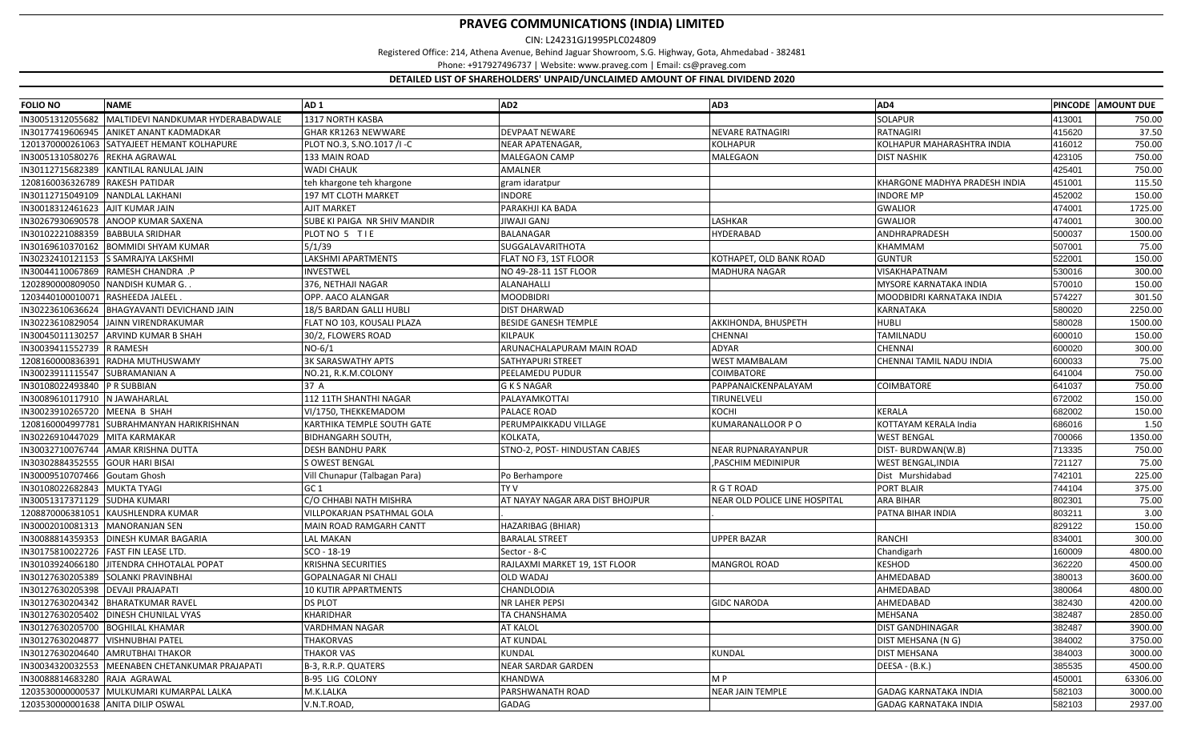# PRAVEG COMMUNICATIONS (INDIA) LIMITED

CIN: L24231GJ1995PLC024809

Registered Office: 214, Athena Avenue, Behind Jaguar Showroom, S.G. Highway, Gota, Ahmedabad - 382481

Phone: +917927496737 | Website: www.praveg.com | Email: cs@praveg.com

## DETAILED LIST OF SHAREHOLDERS' UNPAID/UNCLAIMED AMOUNT OF FINAL DIVIDEND 2020

| FOLIO NO | NAME | AD 1 | AD2 | AD3 | AD4 | PINCODE | AMOUNT DUE |
|---|---|---|---|---|---|---|---|
| IN30051312055682 | MALTIDEVI NANDKUMAR HYDERABADWALE | 1317 NORTH KASBA | | | SOLAPUR | 413001 | 750.00 |
| IN30177419606945 | ANIKET ANANT KADMADKAR | GHAR KR1263 NEWWARE | DEVPAAT NEWARE | NEVARE RATNAGIRI | RATNAGIRI | 415620 | 37.50 |
| 1201370000261063 | SATYAJEET HEMANT KOLHAPURE | PLOT NO.3, S.NO.1017 /I -C | NEAR APATENAGAR, | KOLHAPUR | KOLHAPUR MAHARASHTRA INDIA | 416012 | 750.00 |
| IN30051310580276 | REKHA AGRAWAL | 133 MAIN ROAD | MALEGAON CAMP | MALEGAON | DIST NASHIK | 423105 | 750.00 |
| IN30112715682389 | KANTILAL RANULAL JAIN | WADI CHAUK | AMALNER | | | 425401 | 750.00 |
| 1208160036326789 | RAKESH PATIDAR | teh khargone teh khargone | gram idaratpur | | KHARGONE MADHYA PRADESH INDIA | 451001 | 115.50 |
| IN30112715049109 | NANDLAL LAKHANI | 197 MT CLOTH MARKET | INDORE | | INDORE MP | 452002 | 150.00 |
| IN30018312461623 | AJIT KUMAR JAIN | AJIT MARKET | PARAKHJI KA BADA | | GWALIOR | 474001 | 1725.00 |
| IN30267930690578 | ANOOP KUMAR SAXENA | SUBE KI PAIGA NR SHIV MANDIR | JIWAJI GANJ | LASHKAR | GWALIOR | 474001 | 300.00 |
| IN30102221088359 | BABBULA SRIDHAR | PLOT NO 5 T I E | BALANAGAR | HYDERABAD | ANDHRAPRADESH | 500037 | 1500.00 |
| IN30169610370162 | BOMMIDI SHYAM KUMAR | 5/1/39 | SUGGALAVARITHOTA | | KHAMMAM | 507001 | 75.00 |
| IN30232410121153 | S SAMRAJYA LAKSHMI | LAKSHMI APARTMENTS | FLAT NO F3, 1ST FLOOR | KOTHAPET, OLD BANK ROAD | GUNTUR | 522001 | 150.00 |
| IN30044110067869 | RAMESH CHANDRA .P | INVESTWEL | NO 49-28-11 1ST FLOOR | MADHURA NAGAR | VISAKHAPATNAM | 530016 | 300.00 |
| 1202890000809050 | NANDISH KUMAR G. . | 376, NETHAJI NAGAR | ALANAHALLI | | MYSORE KARNATAKA INDIA | 570010 | 150.00 |
| 1203440100010071 | RASHEEDA JALEEL . | OPP. AACO ALANGAR | MOODBIDRI | | MOODBIDRI KARNATAKA INDIA | 574227 | 301.50 |
| IN30223610636624 | BHAGYAVANTI DEVICHAND JAIN | 18/5 BARDAN GALLI HUBLI | DIST DHARWAD | | KARNATAKA | 580020 | 2250.00 |
| IN30223610829054 | JAINN VIRENDRAKUMAR | FLAT NO 103, KOUSALI PLAZA | BESIDE GANESH TEMPLE | AKKIHONDA, BHUSPETH | HUBLI | 580028 | 1500.00 |
| IN30045011130257 | ARVIND KUMAR B SHAH | 30/2, FLOWERS ROAD | KILPAUK | CHENNAI | TAMILNADU | 600010 | 150.00 |
| IN30039411552739 | R RAMESH | NO-6/1 | ARUNACHALAPURAM MAIN ROAD | ADYAR | CHENNAI | 600020 | 300.00 |
| 1208160000836391 | RADHA MUTHUSWAMY | 3K SARASWATHY APTS | SATHYAPURI STREET | WEST MAMBALAM | CHENNAI TAMIL NADU INDIA | 600033 | 75.00 |
| IN30023911115547 | SUBRAMANIAN A | NO.21, R.K.M.COLONY | PEELAMEDU PUDUR | COIMBATORE | | 641004 | 750.00 |
| IN30108022493840 | P R SUBBIAN | 37 A | G K S NAGAR | PAPPANAICKENPALAYAM | COIMBATORE | 641037 | 750.00 |
| IN30089610117910 | N JAWAHARLAL | 112 11TH SHANTHI NAGAR | PALAYAMKOTTAI | TIRUNELVELI | | 672002 | 150.00 |
| IN30023910265720 | MEENA B SHAH | VI/1750, THEKKEMADOM | PALACE ROAD | KOCHI | KERALA | 682002 | 150.00 |
| 1208160004997781 | SUBRAHMANYAN HARIKRISHNAN | KARTHIKA TEMPLE SOUTH GATE | PERUMPAIKKADU VILLAGE | KUMARANALLOOR P O | KOTTAYAM KERALA India | 686016 | 1.50 |
| IN30226910447029 | MITA KARMAKAR | BIDHANGARH SOUTH, | KOLKATA, | | WEST BENGAL | 700066 | 1350.00 |
| IN30032710076744 | AMAR KRISHNA DUTTA | DESH BANDHU PARK | STNO-2, POST- HINDUSTAN CABJES | NEAR RUPNARAYANPUR | DIST- BURDWAN(W.B) | 713335 | 750.00 |
| IN30302884352555 | GOUR HARI BISAI | S OWEST BENGAL | | ,PASCHIM MEDINIPUR | WEST BENGAL,INDIA | 721127 | 75.00 |
| IN30009510707466 | Goutam Ghosh | Vill Chunapur (Talbagan Para) | Po Berhampore | | Dist Murshidabad | 742101 | 225.00 |
| IN30108022682843 | MUKTA TYAGI | GC 1 | TY V | R G T ROAD | PORT BLAIR | 744104 | 375.00 |
| IN30051317371129 | SUDHA KUMARI | C/O CHHABI NATH MISHRA | AT NAYAY NAGAR ARA DIST BHOJPUR | NEAR OLD POLICE LINE HOSPITAL | ARA BIHAR | 802301 | 75.00 |
| 1208870006381051 | KAUSHLENDRA KUMAR | VILLPOKARJAN PSATHMAL GOLA | . | . | PATNA BIHAR INDIA | 803211 | 3.00 |
| IN30002010081313 | MANORANJAN SEN | MAIN ROAD RAMGARH CANTT | HAZARIBAG (BHIAR) | | | 829122 | 150.00 |
| IN30088814359353 | DINESH KUMAR BAGARIA | LAL MAKAN | BARALAL STREET | UPPER BAZAR | RANCHI | 834001 | 300.00 |
| IN30175810022726 | FAST FIN LEASE LTD. | SCO - 18-19 | Sector - 8-C | | Chandigarh | 160009 | 4800.00 |
| IN30103924066180 | JITENDRA CHHOTALAL POPAT | KRISHNA SECURITIES | RAJLAXMI MARKET 19, 1ST FLOOR | MANGROL ROAD | KESHOD | 362220 | 4500.00 |
| IN30127630205389 | SOLANKI PRAVINBHAI | GOPALNAGAR NI CHALI | OLD WADAJ | | AHMEDABAD | 380013 | 3600.00 |
| IN30127630205398 | DEVAJI PRAJAPATI | 10 KUTIR APPARTMENTS | CHANDLODIA | | AHMEDABAD | 380064 | 4800.00 |
| IN30127630204342 | BHARATKUMAR RAVEL | DS PLOT | NR LAHER PEPSI | GIDC NARODA | AHMEDABAD | 382430 | 4200.00 |
| IN30127630205402 | DINESH CHUNILAL VYAS | KHARIDHAR | TA CHANSHAMA | | MEHSANA | 382487 | 2850.00 |
| IN30127630205700 | BOGHILAL KHAMAR | VARDHMAN NAGAR | AT KALOL | | DIST GANDHINAGAR | 382487 | 3900.00 |
| IN30127630204877 | VISHNUBHAI PATEL | THAKORVAS | AT KUNDAL | | DIST MEHSANA (N G) | 384002 | 3750.00 |
| IN30127630204640 | AMRUTBHAI THAKOR | THAKOR VAS | KUNDAL | KUNDAL | DIST MEHSANA | 384003 | 3000.00 |
| IN30034320032553 | MEENABEN CHETANKUMAR PRAJAPATI | B-3, R.R.P. QUATERS | NEAR SARDAR GARDEN | | DEESA - (B.K.) | 385535 | 4500.00 |
| IN30088814683280 | RAJA AGRAWAL | B-95 LIG COLONY | KHANDWA | M P | | 450001 | 63306.00 |
| 1203530000000537 | MULKUMARI KUMARPAL LALKA | M.K.LALKA | PARSHWANATH ROAD | NEAR JAIN TEMPLE | GADAG KARNATAKA INDIA | 582103 | 3000.00 |
| 1203530000001638 | ANITA DILIP OSWAL | V.N.T.ROAD, | GADAG | | GADAG KARNATAKA INDIA | 582103 | 2937.00 |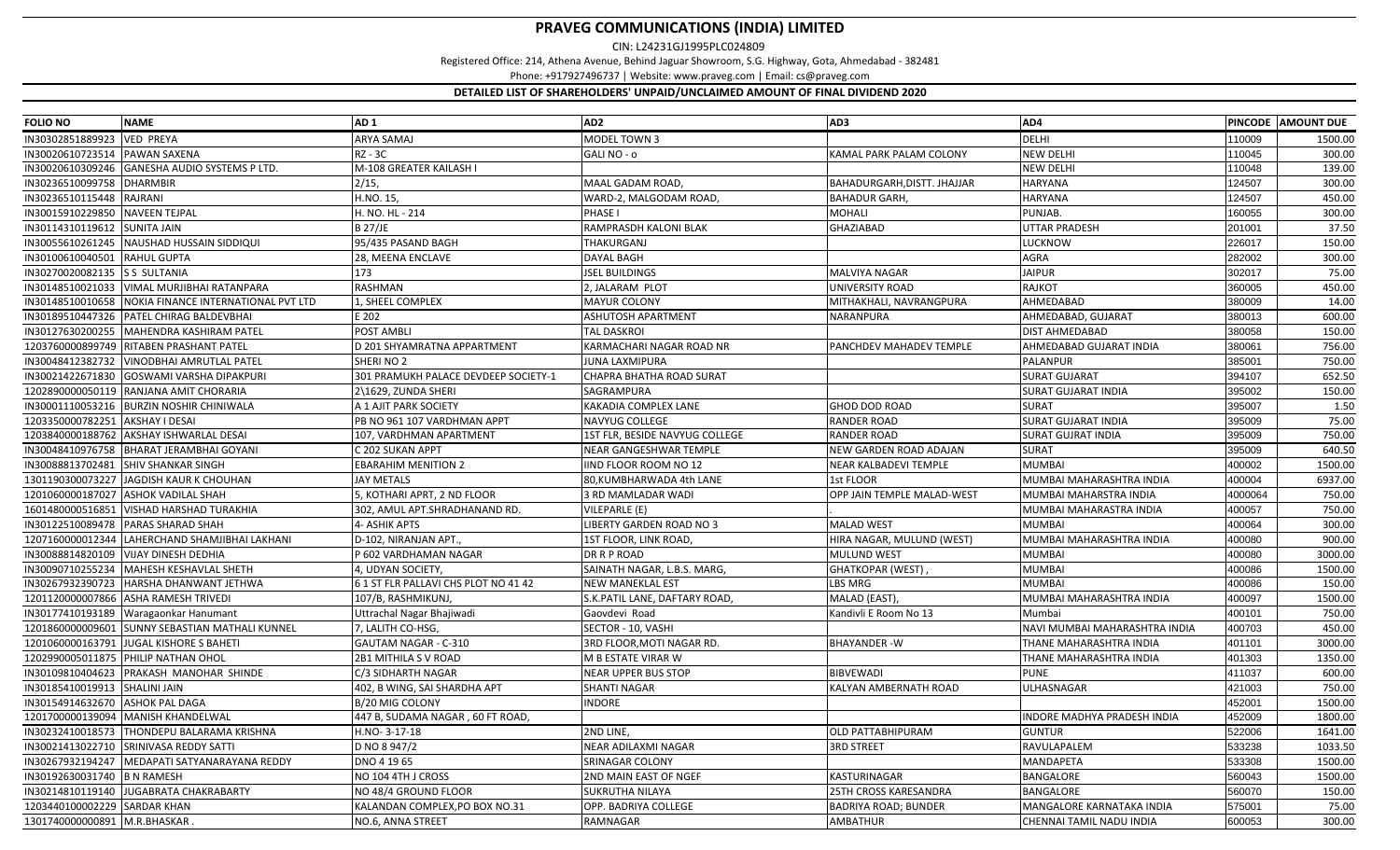# PRAVEG COMMUNICATIONS (INDIA) LIMITED

CIN: L24231GJ1995PLC024809

Registered Office: 214, Athena Avenue, Behind Jaguar Showroom, S.G. Highway, Gota, Ahmedabad - 382481

Phone: +917927496737 | Website: www.praveg.com | Email: cs@praveg.com

## DETAILED LIST OF SHAREHOLDERS' UNPAID/UNCLAIMED AMOUNT OF FINAL DIVIDEND 2020

| FOLIO NO | NAME | AD 1 | AD2 | AD3 | AD4 | PINCODE | AMOUNT DUE |
|---|---|---|---|---|---|---|---|
| IN30302851889923 | VED PREYA | ARYA SAMAJ | MODEL TOWN 3 | | DELHI | 110009 | 1500.00 |
| IN30020610723514 | PAWAN SAXENA | RZ - 3C | GALI NO - o | KAMAL PARK PALAM COLONY | NEW DELHI | 110045 | 300.00 |
| IN30020610309246 | GANESHA AUDIO SYSTEMS P LTD. | M-108 GREATER KAILASH I | | | NEW DELHI | 110048 | 139.00 |
| IN30236510099758 | DHARMBIR | 2/15, | MAAL GADAM ROAD, | BAHADURGARH,DISTT. JHAJJAR | HARYANA | 124507 | 300.00 |
| IN30236510115448 | RAJRANI | H.NO. 15, | WARD-2, MALGODAM ROAD, | BAHADUR GARH, | HARYANA | 124507 | 450.00 |
| IN30015910229850 | NAVEEN TEJPAL | H. NO. HL - 214 | PHASE I | MOHALI | PUNJAB. | 160055 | 300.00 |
| IN30114310119612 | SUNITA JAIN | B 27/JE | RAMPRASDH KALONI BLAK | GHAZIABAD | UTTAR PRADESH | 201001 | 37.50 |
| IN30055610261245 | NAUSHAD HUSSAIN SIDDIQUI | 95/435 PASAND BAGH | THAKURGANJ | | LUCKNOW | 226017 | 150.00 |
| IN30100610040501 | RAHUL GUPTA | 28, MEENA ENCLAVE | DAYAL BAGH | | AGRA | 282002 | 300.00 |
| IN30270020082135 | S S SULTANIA | 173 | JSEL BUILDINGS | MALVIYA NAGAR | JAIPUR | 302017 | 75.00 |
| IN30148510021033 | VIMAL MURJIBHAI RATANPARA | RASHMAN | 2, JALARAM PLOT | UNIVERSITY ROAD | RAJKOT | 360005 | 450.00 |
| IN30148510010658 | NOIKA FINANCE INTERNATIONAL PVT LTD | 1, SHEEL COMPLEX | MAYUR COLONY | MITHAKHALI, NAVRANGPURA | AHMEDABAD | 380009 | 14.00 |
| IN30189510447326 | PATEL CHIRAG BALDEVBHAI | E 202 | ASHUTOSH APARTMENT | NARANPURA | AHMEDABAD, GUJARAT | 380013 | 600.00 |
| IN30127630200255 | MAHENDRA KASHIRAM PATEL | POST AMBLI | TAL DASKROI | | DIST AHMEDABAD | 380058 | 150.00 |
| 1203760000899749 | RITABEN PRASHANT PATEL | D 201 SHYAMRATNA APPARTMENT | KARMACHARI NAGAR ROAD NR | PANCHDEV MAHADEV TEMPLE | AHMEDABAD GUJARAT INDIA | 380061 | 756.00 |
| IN30048412382732 | VINODBHAI AMRUTLAL PATEL | SHERI NO 2 | JUNA LAXMIPURA | | PALANPUR | 385001 | 750.00 |
| IN30021422671830 | GOSWAMI VARSHA DIPAKPURI | 301 PRAMUKH PALACE DEVDEEP SOCIETY-1 | CHAPRA BHATHA ROAD SURAT | | SURAT GUJARAT | 394107 | 652.50 |
| 1202890000050119 | RANJANA AMIT CHORARIA | 2\1629, ZUNDA SHERI | SAGRAMPURA | | SURAT GUJARAT INDIA | 395002 | 150.00 |
| IN30001110053216 | BURZIN NOSHIR CHINIWALA | A 1 AJIT PARK SOCIETY | KAKADIA COMPLEX LANE | GHOD DOD ROAD | SURAT | 395007 | 1.50 |
| 1203350000782251 | AKSHAY I DESAI | PB NO 961 107 VARDHMAN APPT | NAVYUG COLLEGE | RANDER ROAD | SURAT GUJARAT INDIA | 395009 | 75.00 |
| 1203840000188762 | AKSHAY ISHWARLAL DESAI | 107, VARDHMAN APARTMENT | 1ST FLR, BESIDE NAVYUG COLLEGE | RANDER ROAD | SURAT GUJRAT INDIA | 395009 | 750.00 |
| IN30048410976758 | BHARAT JERAMBHAI GOYANI | C 202 SUKAN APPT | NEAR GANGESHWAR TEMPLE | NEW GARDEN ROAD ADAJAN | SURAT | 395009 | 640.50 |
| IN30088813702481 | SHIV SHANKAR SINGH | EBARAHIM MENITION 2 | IIND FLOOR ROOM NO 12 | NEAR KALBADEVI TEMPLE | MUMBAI | 400002 | 1500.00 |
| 1301190300073227 | JAGDISH KAUR K CHOUHAN | JAY METALS | 80,KUMBHARWADA 4th LANE | 1st FLOOR | MUMBAI MAHARASHTRA INDIA | 400004 | 6937.00 |
| 1201060000187027 | ASHOK VADILAL SHAH | 5, KOTHARI APRT, 2 ND FLOOR | 3 RD MAMLADAR WADI | OPP JAIN TEMPLE MALAD-WEST | MUMBAI MAHARSTRA INDIA | 4000064 | 750.00 |
| 1601480000516851 | VISHAD HARSHAD TURAKHIA | 302, AMUL APT.SHRADHANAND RD. | VILEPARLE (E) | . | MUMBAI MAHARASTRA INDIA | 400057 | 750.00 |
| IN30122510089478 | PARAS SHARAD SHAH | 4- ASHIK APTS | LIBERTY GARDEN ROAD NO 3 | MALAD WEST | MUMBAI | 400064 | 300.00 |
| 1207160000012344 | LAHERCHAND SHAMJIBHAI LAKHANI | D-102, NIRANJAN APT., | 1ST FLOOR, LINK ROAD, | HIRA NAGAR, MULUND (WEST) | MUMBAI MAHARASHTRA INDIA | 400080 | 900.00 |
| IN30088814820109 | VIJAY DINESH DEDHIA | P 602 VARDHAMAN NAGAR | DR R P ROAD | MULUND WEST | MUMBAI | 400080 | 3000.00 |
| IN30090710255234 | MAHESH KESHAVLAL SHETH | 4, UDYAN SOCIETY, | SAINATH NAGAR, L.B.S. MARG, | GHATKOPAR (WEST) , | MUMBAI | 400086 | 1500.00 |
| IN30267932390723 | HARSHA DHANWANT JETHWA | 6 1 ST FLR PALLAVI CHS PLOT NO 41 42 | NEW MANEKLAL EST | LBS MRG | MUMBAI | 400086 | 150.00 |
| 1201120000007866 | ASHA RAMESH TRIVEDI | 107/B, RASHMIKUNJ, | S.K.PATIL LANE, DAFTARY ROAD, | MALAD (EAST), | MUMBAI MAHARASHTRA INDIA | 400097 | 1500.00 |
| IN30177410193189 | Waragaonkar Hanumant | Uttrachal Nagar Bhajiwadi | Gaovdevi Road | Kandivli E Room No 13 | Mumbai | 400101 | 750.00 |
| 1201860000009601 | SUNNY SEBASTIAN MATHALI KUNNEL | 7, LALITH CO-HSG, | SECTOR - 10, VASHI | | NAVI MUMBAI MAHARASHTRA INDIA | 400703 | 450.00 |
| 1201060000163791 | JUGAL KISHORE S BAHETI | GAUTAM NAGAR - C-310 | 3RD FLOOR,MOTI NAGAR RD. | BHAYANDER -W | THANE MAHARASHTRA INDIA | 401101 | 3000.00 |
| 1202990005011875 | PHILIP NATHAN OHOL | 2B1 MITHILA S V ROAD | M B ESTATE VIRAR W | | THANE MAHARASHTRA INDIA | 401303 | 1350.00 |
| IN30109810404623 | PRAKASH MANOHAR SHINDE | C/3 SIDHARTH NAGAR | NEAR UPPER BUS STOP | BIBVEWADI | PUNE | 411037 | 600.00 |
| IN30185410019913 | SHALINI JAIN | 402, B WING, SAI SHARDHA APT | SHANTI NAGAR | KALYAN AMBERNATH ROAD | ULHASNAGAR | 421003 | 750.00 |
| IN30154914632670 | ASHOK PAL DAGA | B/20 MIG COLONY | INDORE | | | 452001 | 1500.00 |
| 1201700000139094 | MANISH KHANDELWAL | 447 B, SUDAMA NAGAR , 60 FT ROAD, | | | INDORE MADHYA PRADESH INDIA | 452009 | 1800.00 |
| IN30232410018573 | THONDEPU BALARAMA KRISHNA | H.NO- 3-17-18 | 2ND LINE, | OLD PATTABHIPURAM | GUNTUR | 522006 | 1641.00 |
| IN30021413022710 | SRINIVASA REDDY SATTI | D NO 8 947/2 | NEAR ADILAXMI NAGAR | 3RD STREET | RAVULAPALEM | 533238 | 1033.50 |
| IN30267932194247 | MEDAPATI SATYANARAYANA REDDY | DNO 4 19 65 | SRINAGAR COLONY | | MANDAPETA | 533308 | 1500.00 |
| IN30192630031740 | B N RAMESH | NO 104 4TH J CROSS | 2ND MAIN EAST OF NGEF | KASTURINAGAR | BANGALORE | 560043 | 1500.00 |
| IN30214810119140 | JUGABRATA CHAKRABARTY | NO 48/4 GROUND FLOOR | SUKRUTHA NILAYA | 25TH CROSS KARESANDRA | BANGALORE | 560070 | 150.00 |
| 1203440100002229 | SARDAR KHAN | KALANDAN COMPLEX,PO BOX NO.31 | OPP. BADRIYA COLLEGE | BADRIYA ROAD; BUNDER | MANGALORE KARNATAKA INDIA | 575001 | 75.00 |
| 1301740000000891 | M.R.BHASKAR . | NO.6, ANNA STREET | RAMNAGAR | AMBATHUR | CHENNAI TAMIL NADU INDIA | 600053 | 300.00 |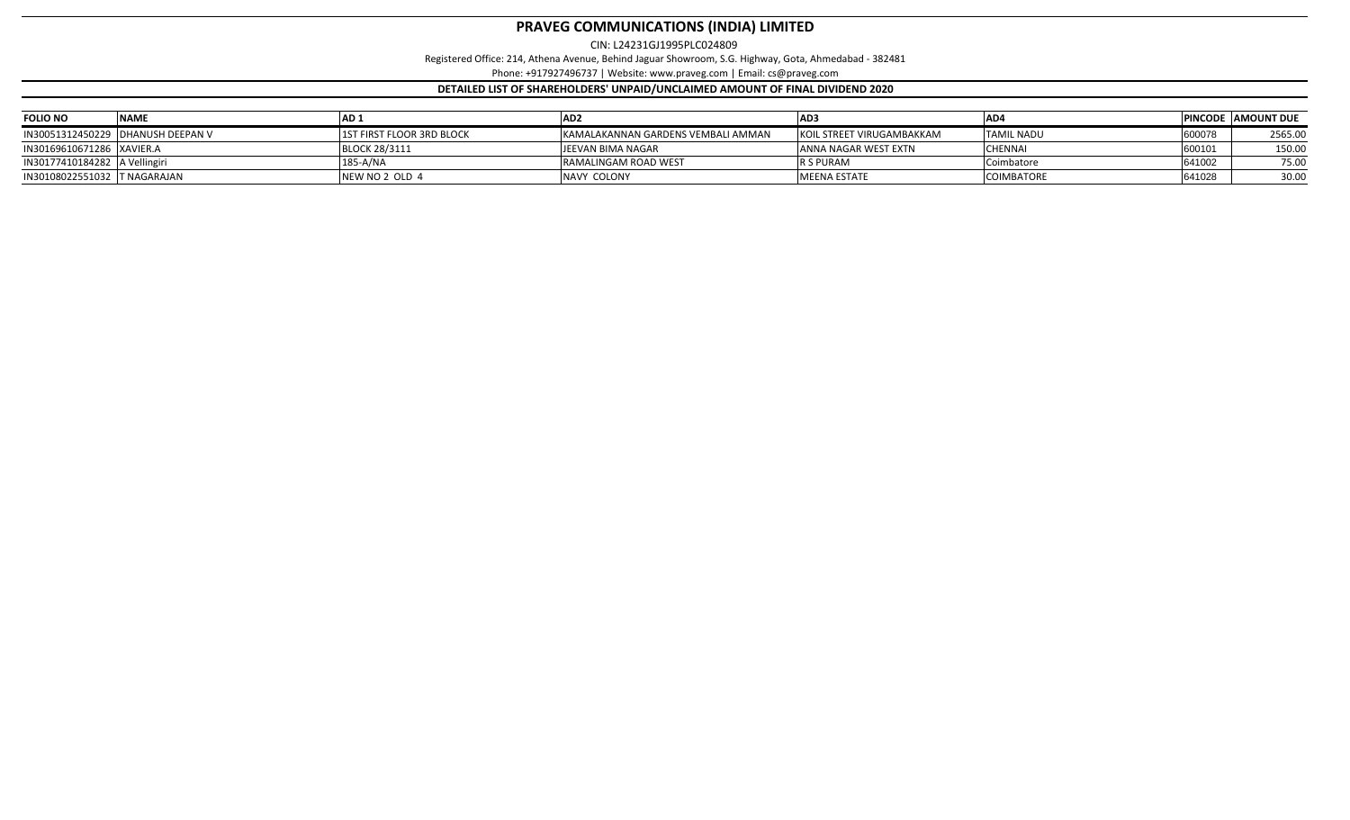# PRAVEG COMMUNICATIONS (INDIA) LIMITED

CIN: L24231GJ1995PLC024809

Registered Office: 214, Athena Avenue, Behind Jaguar Showroom, S.G. Highway, Gota, Ahmedabad - 382481

Phone: +917927496737 | Website: www.praveg.com | Email: cs@praveg.com

## DETAILED LIST OF SHAREHOLDERS' UNPAID/UNCLAIMED AMOUNT OF FINAL DIVIDEND 2020

| FOLIO NO | NAME | AD 1 | AD2 | AD3 | AD4 | PINCODE | AMOUNT DUE |
|---|---|---|---|---|---|---|---|
| IN30051312450229 | DHANUSH DEEPAN V | 1ST FIRST FLOOR 3RD BLOCK | KAMALAKANNAN GARDENS VEMBALI AMMAN | KOIL STREET VIRUGAMBAKKAM | TAMIL NADU | 600078 | 2565.00 |
| IN30169610671286 | XAVIER.A | BLOCK 28/3111 | JEEVAN BIMA NAGAR | ANNA NAGAR WEST EXTN | CHENNAI | 600101 | 150.00 |
| IN30177410184282 | A Vellingiri | 185-A/NA | RAMALINGAM ROAD WEST | R S PURAM | Coimbatore | 641002 | 75.00 |
| IN30108022551032 | T NAGARAJAN | NEW NO 2 OLD 4 | NAVY COLONY | MEENA ESTATE | COIMBATORE | 641028 | 30.00 |